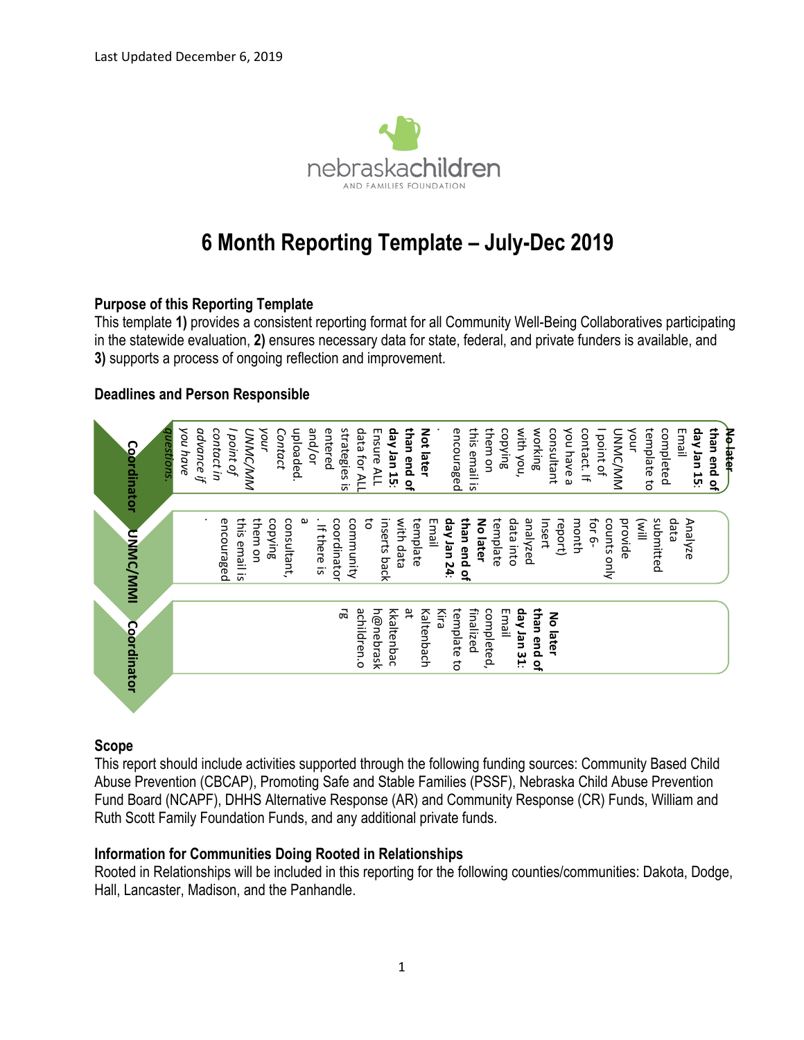Last Updated December 6, 2019

nebraskachildren
AND FAMILIES FOUNDATION

# 6 Month Reporting Template – July-Dec 2019

## Purpose of this Reporting Template

This template **1)** provides a consistent reporting format for all Community Well-Being Collaboratives participating in the statewide evaluation, **2)** ensures necessary data for state, federal, and private funders is available, and **3)** supports a process of ongoing reflection and improvement.

## Deadlines and Person Responsible

**Coordinator**

- **Not later than end of day Jan 15:** Ensure ALL data for ALL strategies is entered and/or uploaded. *Contact your UNMC/MMI point of contact in advance if you have questions.*
- **No later than end of day Jan 15:** Email completed template to your UNMC/MMI point of contact. If you have a consultant working with you, copying them on this email is encouraged.

**UNMC/MMI**

- Analyze data submitted (will provide counts only for 6-month report)
- Insert analyzed data into template
- **No later than end of day Jan 24:** Email template with data inserts back to community coordinator. If there is a consultant, copying them on this email is encouraged.

**Coordinator**

- **No later than end of day Jan 31:** Email completed, finalized template to Kira Kaltenbach at kkaltenbach@nebraskachildren.org

## Scope

This report should include activities supported through the following funding sources: Community Based Child Abuse Prevention (CBCAP), Promoting Safe and Stable Families (PSSF), Nebraska Child Abuse Prevention Fund Board (NCAPF), DHHS Alternative Response (AR) and Community Response (CR) Funds, William and Ruth Scott Family Foundation Funds, and any additional private funds.

## Information for Communities Doing Rooted in Relationships

Rooted in Relationships will be included in this reporting for the following counties/communities: Dakota, Dodge, Hall, Lancaster, Madison, and the Panhandle.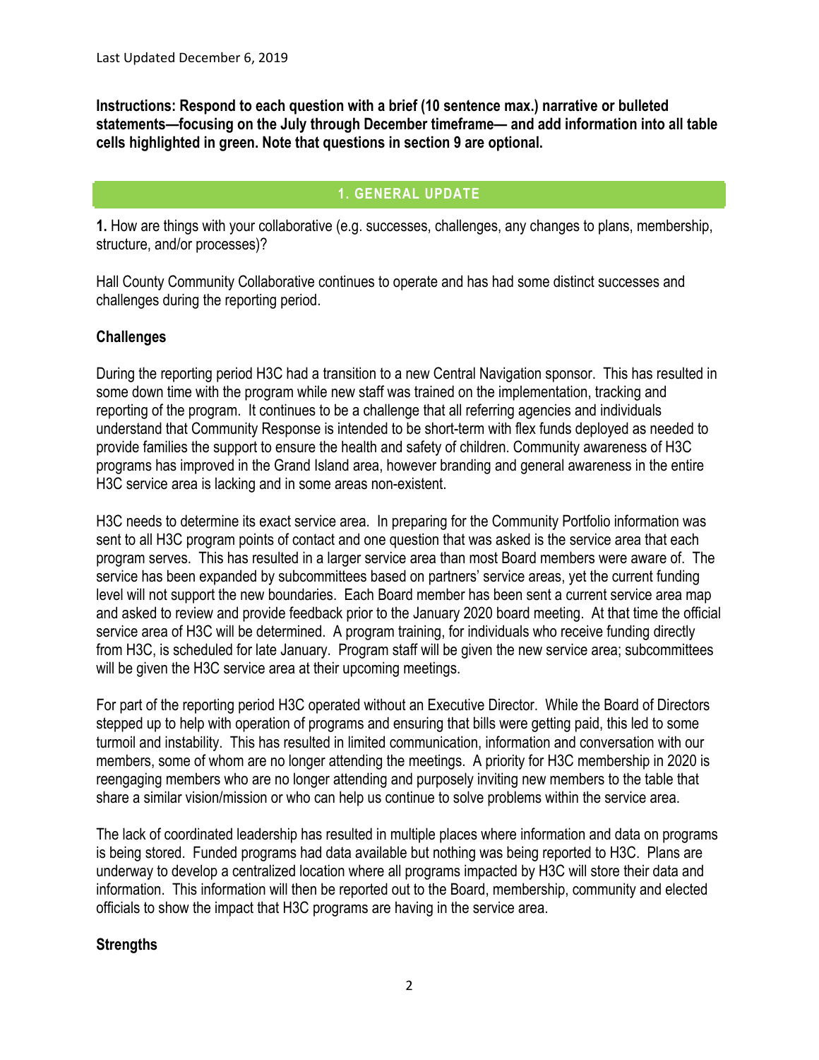Last Updated December 6, 2019

**Instructions: Respond to each question with a brief (10 sentence max.) narrative or bulleted statements—focusing on the July through December timeframe— and add information into all table cells highlighted in green. Note that questions in section 9 are optional.**

## 1. GENERAL UPDATE

**1.** How are things with your collaborative (e.g. successes, challenges, any changes to plans, membership, structure, and/or processes)?

Hall County Community Collaborative continues to operate and has had some distinct successes and challenges during the reporting period.

### Challenges

During the reporting period H3C had a transition to a new Central Navigation sponsor. This has resulted in some down time with the program while new staff was trained on the implementation, tracking and reporting of the program. It continues to be a challenge that all referring agencies and individuals understand that Community Response is intended to be short-term with flex funds deployed as needed to provide families the support to ensure the health and safety of children. Community awareness of H3C programs has improved in the Grand Island area, however branding and general awareness in the entire H3C service area is lacking and in some areas non-existent.

H3C needs to determine its exact service area. In preparing for the Community Portfolio information was sent to all H3C program points of contact and one question that was asked is the service area that each program serves. This has resulted in a larger service area than most Board members were aware of. The service has been expanded by subcommittees based on partners' service areas, yet the current funding level will not support the new boundaries. Each Board member has been sent a current service area map and asked to review and provide feedback prior to the January 2020 board meeting. At that time the official service area of H3C will be determined. A program training, for individuals who receive funding directly from H3C, is scheduled for late January. Program staff will be given the new service area; subcommittees will be given the H3C service area at their upcoming meetings.

For part of the reporting period H3C operated without an Executive Director. While the Board of Directors stepped up to help with operation of programs and ensuring that bills were getting paid, this led to some turmoil and instability. This has resulted in limited communication, information and conversation with our members, some of whom are no longer attending the meetings. A priority for H3C membership in 2020 is reengaging members who are no longer attending and purposely inviting new members to the table that share a similar vision/mission or who can help us continue to solve problems within the service area.

The lack of coordinated leadership has resulted in multiple places where information and data on programs is being stored. Funded programs had data available but nothing was being reported to H3C. Plans are underway to develop a centralized location where all programs impacted by H3C will store their data and information. This information will then be reported out to the Board, membership, community and elected officials to show the impact that H3C programs are having in the service area.

### Strengths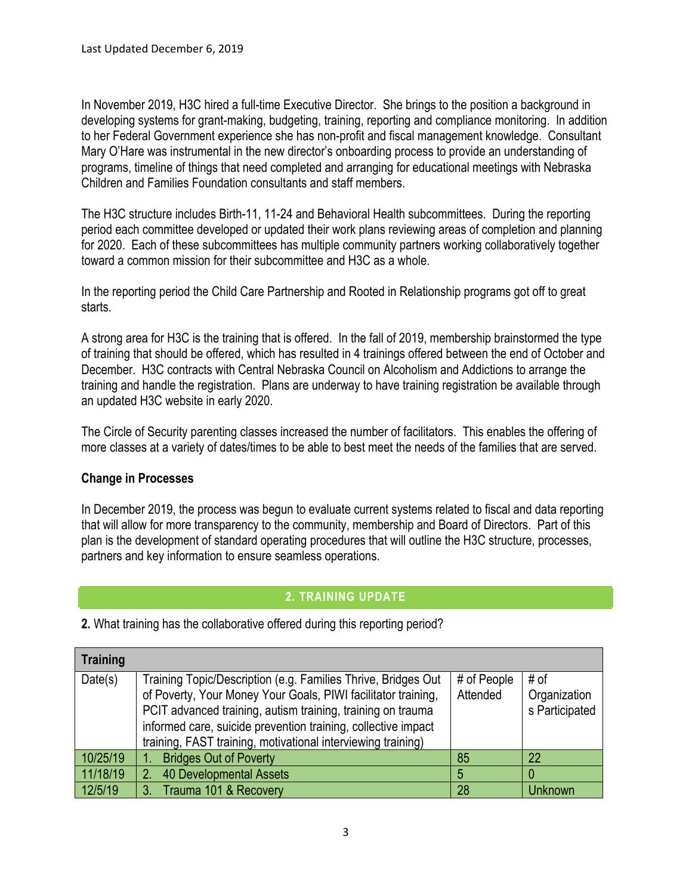In November 2019, H3C hired a full-time Executive Director. She brings to the position a background in developing systems for grant-making, budgeting, training, reporting and compliance monitoring. In addition to her Federal Government experience she has non-profit and fiscal management knowledge. Consultant Mary O'Hare was instrumental in the new director's onboarding process to provide an understanding of programs, timeline of things that need completed and arranging for educational meetings with Nebraska Children and Families Foundation consultants and staff members.

The H3C structure includes Birth-11, 11-24 and Behavioral Health subcommittees. During the reporting period each committee developed or updated their work plans reviewing areas of completion and planning for 2020. Each of these subcommittees has multiple community partners working collaboratively together toward a common mission for their subcommittee and H3C as a whole.

In the reporting period the Child Care Partnership and Rooted in Relationship programs got off to great starts.

A strong area for H3C is the training that is offered. In the fall of 2019, membership brainstormed the type of training that should be offered, which has resulted in 4 trainings offered between the end of October and December. H3C contracts with Central Nebraska Council on Alcoholism and Addictions to arrange the training and handle the registration. Plans are underway to have training registration be available through an updated H3C website in early 2020.

The Circle of Security parenting classes increased the number of facilitators. This enables the offering of more classes at a variety of dates/times to be able to best meet the needs of the families that are served.

**Change in Processes**

In December 2019, the process was begun to evaluate current systems related to fiscal and data reporting that will allow for more transparency to the community, membership and Board of Directors. Part of this plan is the development of standard operating procedures that will outline the H3C structure, processes, partners and key information to ensure seamless operations.

## 2. TRAINING UPDATE

**2.** What training has the collaborative offered during this reporting period?

| **Training** | | | |
|---|---|---|---|
| Date(s) | Training Topic/Description (e.g. Families Thrive, Bridges Out of Poverty, Your Money Your Goals, PIWI facilitator training, PCIT advanced training, autism training, training on trauma informed care, suicide prevention training, collective impact training, FAST training, motivational interviewing training) | # of People Attended | # of Organizations Participated |
| 10/25/19 | 1. Bridges Out of Poverty | 85 | 22 |
| 11/18/19 | 2. 40 Developmental Assets | 5 | 0 |
| 12/5/19 | 3. Trauma 101 & Recovery | 28 | Unknown |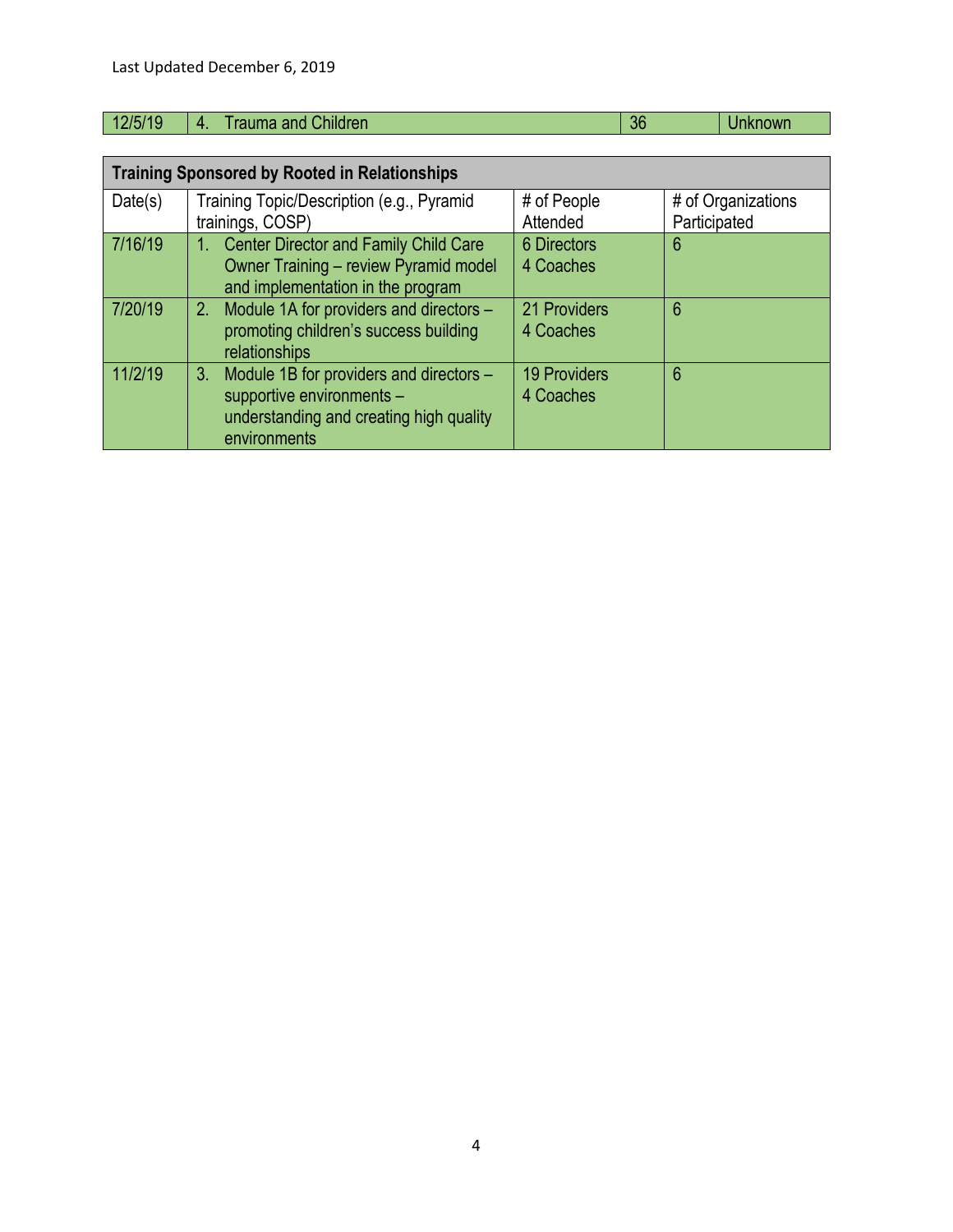Last Updated December 6, 2019

| | | | |
|---|---|---|---|
| 12/5/19 | 4. Trauma and Children | 36 | Unknown |

| Training Sponsored by Rooted in Relationships | | | |
|---|---|---|---|
| Date(s) | Training Topic/Description (e.g., Pyramid trainings, COSP) | # of People Attended | # of Organizations Participated |
| 7/16/19 | 1. Center Director and Family Child Care Owner Training – review Pyramid model and implementation in the program | 6 Directors<br>4 Coaches | 6 |
| 7/20/19 | 2. Module 1A for providers and directors – promoting children's success building relationships | 21 Providers<br>4 Coaches | 6 |
| 11/2/19 | 3. Module 1B for providers and directors – supportive environments – understanding and creating high quality environments | 19 Providers<br>4 Coaches | 6 |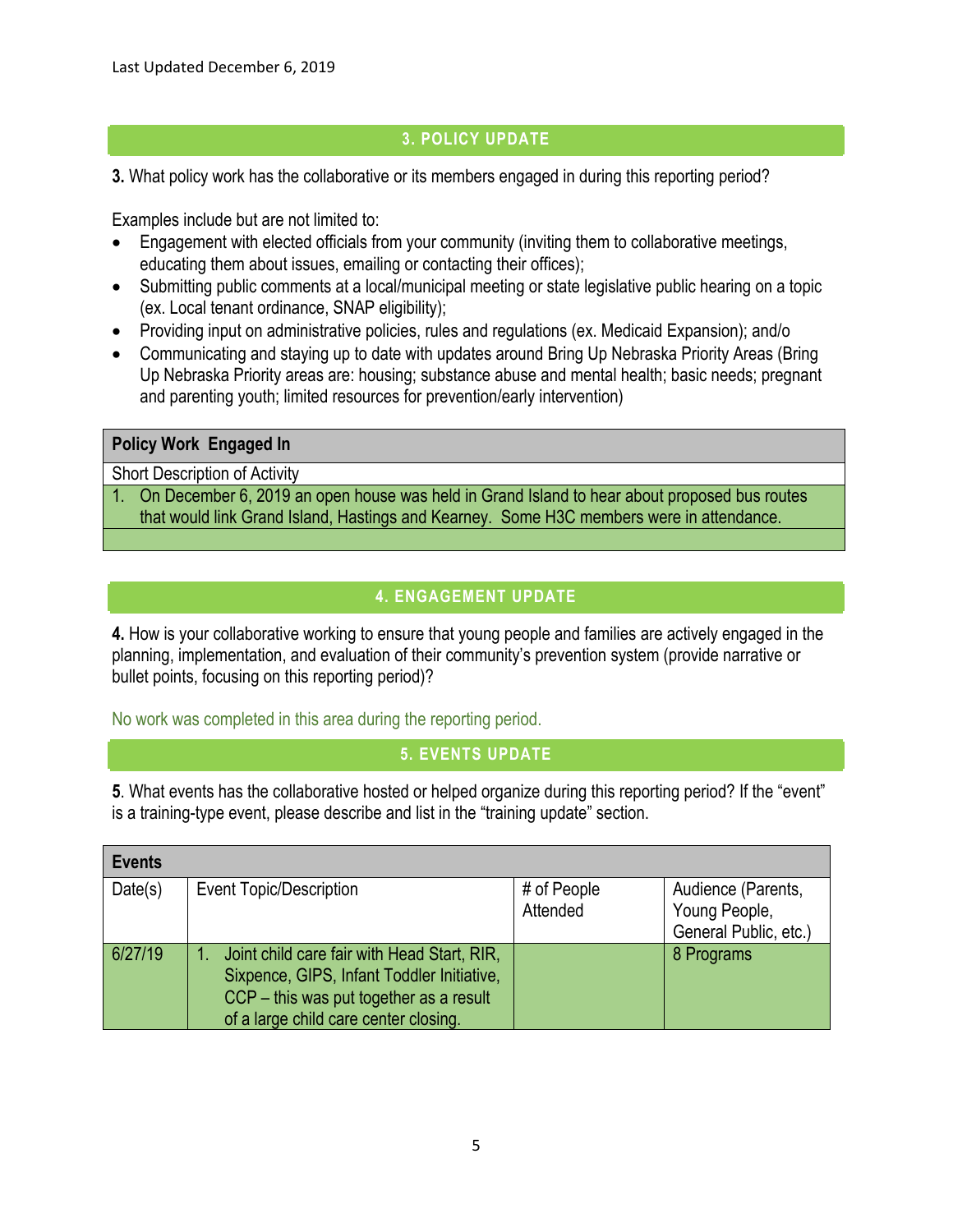Last Updated December 6, 2019

## 3. POLICY UPDATE

**3.** What policy work has the collaborative or its members engaged in during this reporting period?

Examples include but are not limited to:

- Engagement with elected officials from your community (inviting them to collaborative meetings, educating them about issues, emailing or contacting their offices);
- Submitting public comments at a local/municipal meeting or state legislative public hearing on a topic (ex. Local tenant ordinance, SNAP eligibility);
- Providing input on administrative policies, rules and regulations (ex. Medicaid Expansion); and/o
- Communicating and staying up to date with updates around Bring Up Nebraska Priority Areas (Bring Up Nebraska Priority areas are: housing; substance abuse and mental health; basic needs; pregnant and parenting youth; limited resources for prevention/early intervention)

| Policy Work Engaged In |
|---|
| Short Description of Activity |
| 1. On December 6, 2019 an open house was held in Grand Island to hear about proposed bus routes that would link Grand Island, Hastings and Kearney. Some H3C members were in attendance. |
| |

## 4. ENGAGEMENT UPDATE

**4.** How is your collaborative working to ensure that young people and families are actively engaged in the planning, implementation, and evaluation of their community's prevention system (provide narrative or bullet points, focusing on this reporting period)?

No work was completed in this area during the reporting period.

## 5. EVENTS UPDATE

**5**. What events has the collaborative hosted or helped organize during this reporting period? If the "event" is a training-type event, please describe and list in the "training update" section.

| Events | | | |
|---|---|---|---|
| Date(s) | Event Topic/Description | # of People Attended | Audience (Parents, Young People, General Public, etc.) |
| 6/27/19 | 1. Joint child care fair with Head Start, RIR, Sixpence, GIPS, Infant Toddler Initiative, CCP – this was put together as a result of a large child care center closing. | | 8 Programs |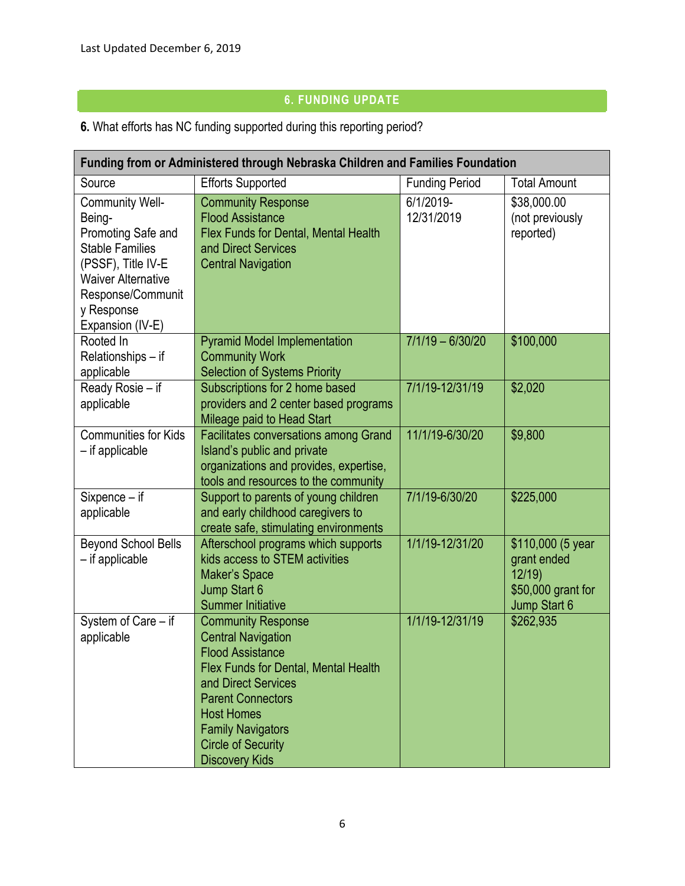Last Updated December 6, 2019

## 6. FUNDING UPDATE

**6.** What efforts has NC funding supported during this reporting period?

| **Funding from or Administered through Nebraska Children and Families Foundation** | | | |
|---|---|---|---|
| Source | Efforts Supported | Funding Period | Total Amount |
| Community Well-Being-<br>Promoting Safe and Stable Families (PSSF), Title IV-E Waiver Alternative Response/Community Response Expansion (IV-E) | Community Response<br>Flood Assistance<br>Flex Funds for Dental, Mental Health and Direct Services<br>Central Navigation | 6/1/2019-12/31/2019 | $38,000.00 (not previously reported) |
| Rooted In Relationships – if applicable | Pyramid Model Implementation<br>Community Work<br>Selection of Systems Priority | 7/1/19 – 6/30/20 | $100,000 |
| Ready Rosie – if applicable | Subscriptions for 2 home based providers and 2 center based programs<br>Mileage paid to Head Start | 7/1/19-12/31/19 | $2,020 |
| Communities for Kids – if applicable | Facilitates conversations among Grand Island's public and private organizations and provides, expertise, tools and resources to the community | 11/1/19-6/30/20 | $9,800 |
| Sixpence – if applicable | Support to parents of young children and early childhood caregivers to create safe, stimulating environments | 7/1/19-6/30/20 | $225,000 |
| Beyond School Bells – if applicable | Afterschool programs which supports kids access to STEM activities<br>Maker's Space<br>Jump Start 6<br>Summer Initiative | 1/1/19-12/31/20 | $110,000 (5 year grant ended 12/19)<br>$50,000 grant for Jump Start 6 |
| System of Care – if applicable | Community Response<br>Central Navigation<br>Flood Assistance<br>Flex Funds for Dental, Mental Health and Direct Services<br>Parent Connectors<br>Host Homes<br>Family Navigators<br>Circle of Security<br>Discovery Kids | 1/1/19-12/31/19 | $262,935 |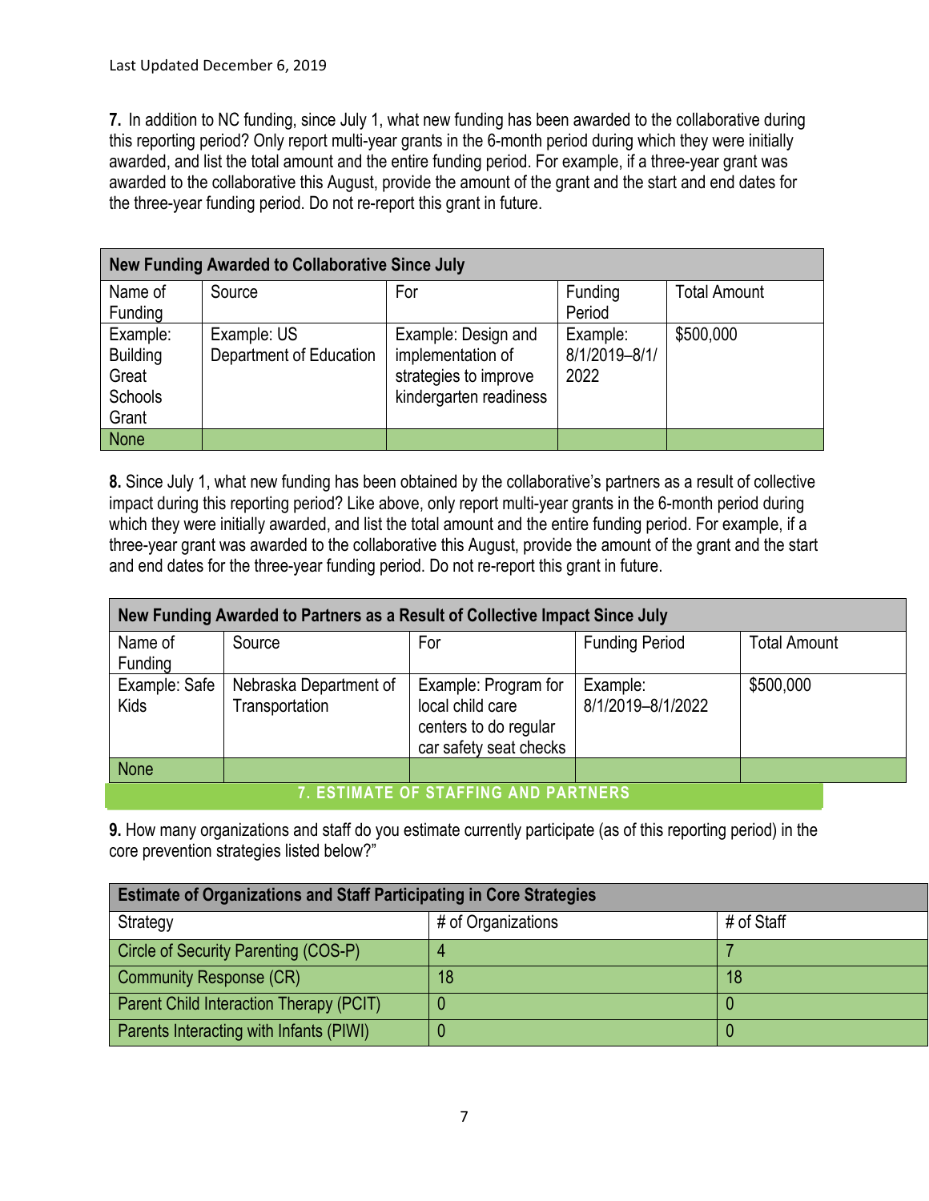Last Updated December 6, 2019

**7.** In addition to NC funding, since July 1, what new funding has been awarded to the collaborative during this reporting period? Only report multi-year grants in the 6-month period during which they were initially awarded, and list the total amount and the entire funding period. For example, if a three-year grant was awarded to the collaborative this August, provide the amount of the grant and the start and end dates for the three-year funding period. Do not re-report this grant in future.

| New Funding Awarded to Collaborative Since July | | | | |
|---|---|---|---|---|
| Name of Funding | Source | For | Funding Period | Total Amount |
| Example: Building Great Schools Grant | Example: US Department of Education | Example: Design and implementation of strategies to improve kindergarten readiness | Example: 8/1/2019–8/1/2022 | $500,000 |
| None | | | | |

**8.** Since July 1, what new funding has been obtained by the collaborative's partners as a result of collective impact during this reporting period? Like above, only report multi-year grants in the 6-month period during which they were initially awarded, and list the total amount and the entire funding period. For example, if a three-year grant was awarded to the collaborative this August, provide the amount of the grant and the start and end dates for the three-year funding period. Do not re-report this grant in future.

| New Funding Awarded to Partners as a Result of Collective Impact Since July | | | | |
|---|---|---|---|---|
| Name of Funding | Source | For | Funding Period | Total Amount |
| Example: Safe Kids | Nebraska Department of Transportation | Example: Program for local child care centers to do regular car safety seat checks | Example: 8/1/2019–8/1/2022 | $500,000 |
| None | | | | |

## 7. ESTIMATE OF STAFFING AND PARTNERS

**9.** How many organizations and staff do you estimate currently participate (as of this reporting period) in the core prevention strategies listed below?"

| Estimate of Organizations and Staff Participating in Core Strategies | | |
|---|---|---|
| Strategy | # of Organizations | # of Staff |
| Circle of Security Parenting (COS-P) | 4 | 7 |
| Community Response (CR) | 18 | 18 |
| Parent Child Interaction Therapy (PCIT) | 0 | 0 |
| Parents Interacting with Infants (PIWI) | 0 | 0 |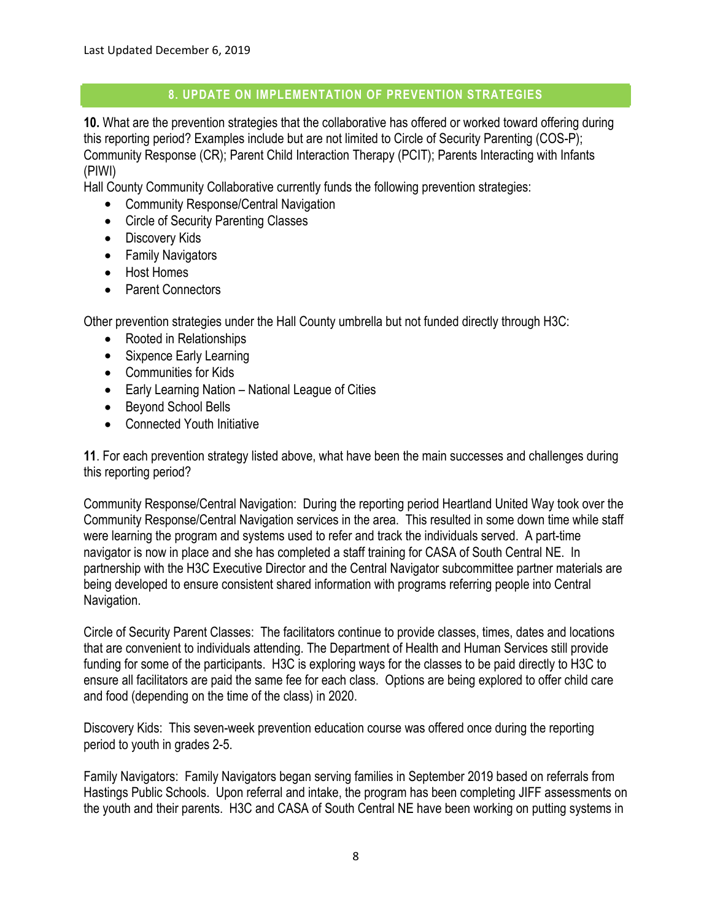## 8. UPDATE ON IMPLEMENTATION OF PREVENTION STRATEGIES

**10.** What are the prevention strategies that the collaborative has offered or worked toward offering during this reporting period? Examples include but are not limited to Circle of Security Parenting (COS-P); Community Response (CR); Parent Child Interaction Therapy (PCIT); Parents Interacting with Infants (PIWI)

Hall County Community Collaborative currently funds the following prevention strategies:

- Community Response/Central Navigation
- Circle of Security Parenting Classes
- Discovery Kids
- Family Navigators
- Host Homes
- Parent Connectors

Other prevention strategies under the Hall County umbrella but not funded directly through H3C:

- Rooted in Relationships
- Sixpence Early Learning
- Communities for Kids
- Early Learning Nation – National League of Cities
- Beyond School Bells
- Connected Youth Initiative

**11**. For each prevention strategy listed above, what have been the main successes and challenges during this reporting period?

Community Response/Central Navigation: During the reporting period Heartland United Way took over the Community Response/Central Navigation services in the area. This resulted in some down time while staff were learning the program and systems used to refer and track the individuals served. A part-time navigator is now in place and she has completed a staff training for CASA of South Central NE. In partnership with the H3C Executive Director and the Central Navigator subcommittee partner materials are being developed to ensure consistent shared information with programs referring people into Central Navigation.

Circle of Security Parent Classes: The facilitators continue to provide classes, times, dates and locations that are convenient to individuals attending. The Department of Health and Human Services still provide funding for some of the participants. H3C is exploring ways for the classes to be paid directly to H3C to ensure all facilitators are paid the same fee for each class. Options are being explored to offer child care and food (depending on the time of the class) in 2020.

Discovery Kids: This seven-week prevention education course was offered once during the reporting period to youth in grades 2-5.

Family Navigators: Family Navigators began serving families in September 2019 based on referrals from Hastings Public Schools. Upon referral and intake, the program has been completing JIFF assessments on the youth and their parents. H3C and CASA of South Central NE have been working on putting systems in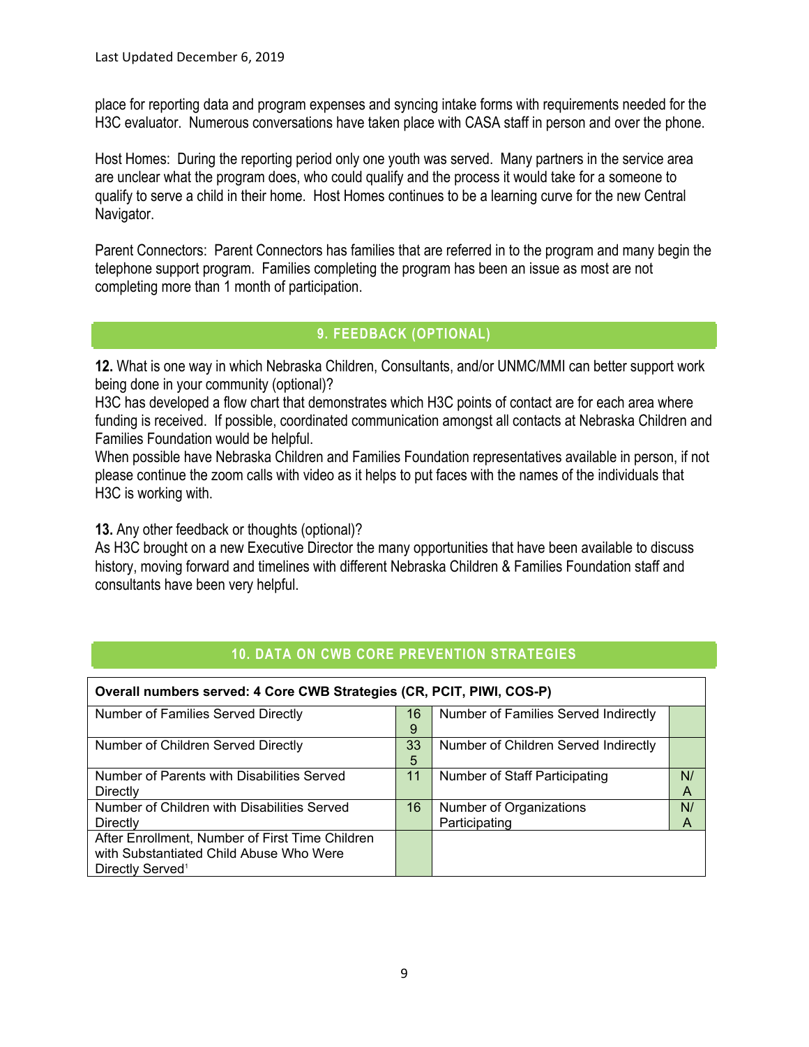place for reporting data and program expenses and syncing intake forms with requirements needed for the H3C evaluator. Numerous conversations have taken place with CASA staff in person and over the phone.

Host Homes: During the reporting period only one youth was served. Many partners in the service area are unclear what the program does, who could qualify and the process it would take for a someone to qualify to serve a child in their home. Host Homes continues to be a learning curve for the new Central Navigator.

Parent Connectors: Parent Connectors has families that are referred in to the program and many begin the telephone support program. Families completing the program has been an issue as most are not completing more than 1 month of participation.

## 9. FEEDBACK (OPTIONAL)

**12.** What is one way in which Nebraska Children, Consultants, and/or UNMC/MMI can better support work being done in your community (optional)?

H3C has developed a flow chart that demonstrates which H3C points of contact are for each area where funding is received. If possible, coordinated communication amongst all contacts at Nebraska Children and Families Foundation would be helpful.

When possible have Nebraska Children and Families Foundation representatives available in person, if not please continue the zoom calls with video as it helps to put faces with the names of the individuals that H3C is working with.

**13.** Any other feedback or thoughts (optional)?

As H3C brought on a new Executive Director the many opportunities that have been available to discuss history, moving forward and timelines with different Nebraska Children & Families Foundation staff and consultants have been very helpful.

## 10. DATA ON CWB CORE PREVENTION STRATEGIES

| **Overall numbers served: 4 Core CWB Strategies (CR, PCIT, PIWI, COS-P)** | | | |
|---|---|---|---|
| Number of Families Served Directly | 169 | Number of Families Served Indirectly | |
| Number of Children Served Directly | 335 | Number of Children Served Indirectly | |
| Number of Parents with Disabilities Served Directly | 11 | Number of Staff Participating | N/A |
| Number of Children with Disabilities Served Directly | 16 | Number of Organizations Participating | N/A |
| After Enrollment, Number of First Time Children with Substantiated Child Abuse Who Were Directly Served[1] | | | |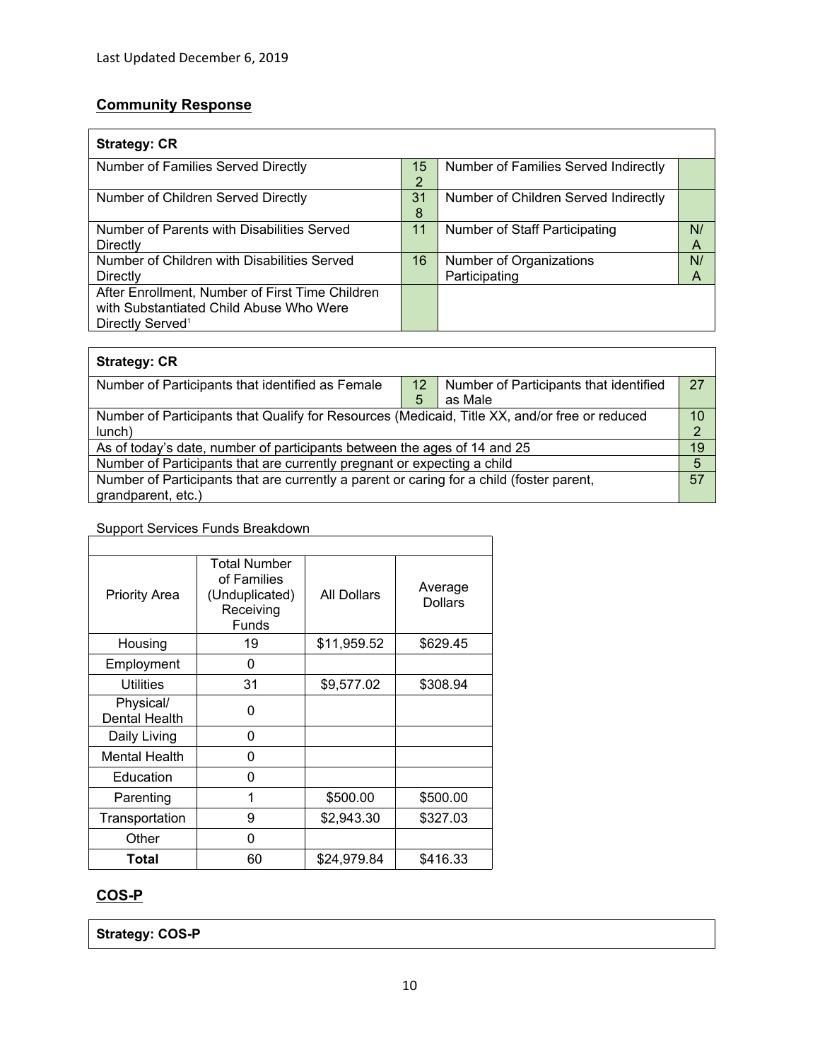Last Updated December 6, 2019

## Community Response

| Strategy: CR | | | |
|---|---|---|---|
| Number of Families Served Directly | 152 | Number of Families Served Indirectly | |
| Number of Children Served Directly | 318 | Number of Children Served Indirectly | |
| Number of Parents with Disabilities Served Directly | 11 | Number of Staff Participating | N/A |
| Number of Children with Disabilities Served Directly | 16 | Number of Organizations Participating | N/A |
| After Enrollment, Number of First Time Children with Substantiated Child Abuse Who Were Directly Served[1] | | | |

| Strategy: CR | | | |
|---|---|---|---|
| Number of Participants that identified as Female | 125 | Number of Participants that identified as Male | 27 |
| Number of Participants that Qualify for Resources (Medicaid, Title XX, and/or free or reduced lunch) | | | 102 |
| As of today's date, number of participants between the ages of 14 and 25 | | | 19 |
| Number of Participants that are currently pregnant or expecting a child | | | 5 |
| Number of Participants that are currently a parent or caring for a child (foster parent, grandparent, etc.) | | | 57 |

Support Services Funds Breakdown

| Priority Area | Total Number of Families (Unduplicated) Receiving Funds | All Dollars | Average Dollars |
|---|---|---|---|
| Housing | 19 | $11,959.52 | $629.45 |
| Employment | 0 | | |
| Utilities | 31 | $9,577.02 | $308.94 |
| Physical/ Dental Health | 0 | | |
| Daily Living | 0 | | |
| Mental Health | 0 | | |
| Education | 0 | | |
| Parenting | 1 | $500.00 | $500.00 |
| Transportation | 9 | $2,943.30 | $327.03 |
| Other | 0 | | |
| **Total** | 60 | $24,979.84 | $416.33 |

## COS-P

| Strategy: COS-P |
|---|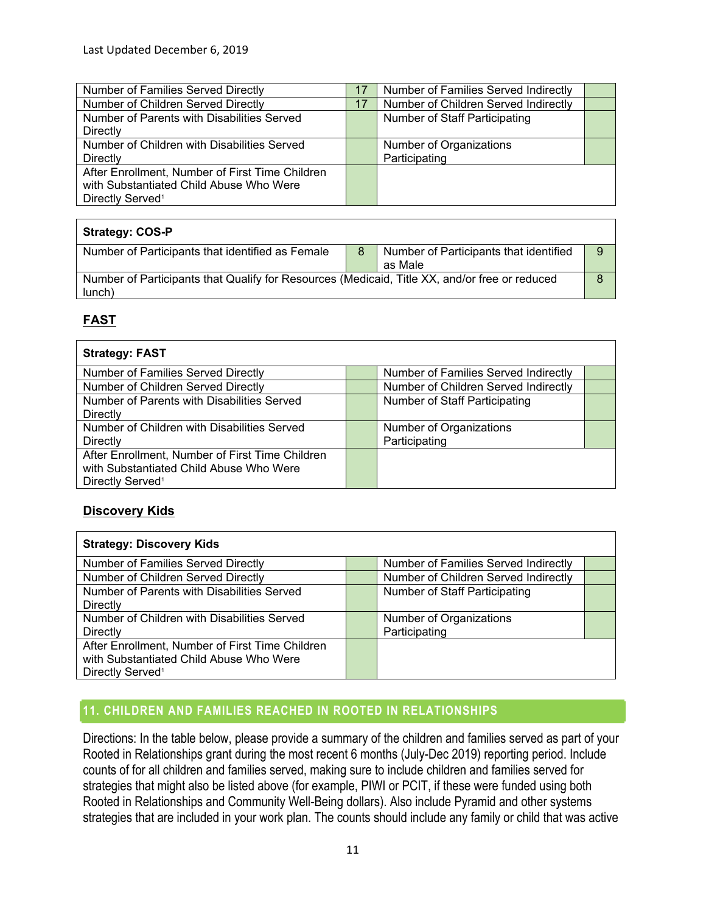Last Updated December 6, 2019

| Number of Families Served Directly | 17 | Number of Families Served Indirectly | |
|---|---|---|---|
| Number of Children Served Directly | 17 | Number of Children Served Indirectly | |
| Number of Parents with Disabilities Served Directly | | Number of Staff Participating | |
| Number of Children with Disabilities Served Directly | | Number of Organizations Participating | |
| After Enrollment, Number of First Time Children with Substantiated Child Abuse Who Were Directly Served[1] | | | |

| Strategy: COS-P | | | |
|---|---|---|---|
| Number of Participants that identified as Female | 8 | Number of Participants that identified as Male | 9 |
| Number of Participants that Qualify for Resources (Medicaid, Title XX, and/or free or reduced lunch) | | | 8 |

## FAST

| Strategy: FAST | | | |
|---|---|---|---|
| Number of Families Served Directly | | Number of Families Served Indirectly | |
| Number of Children Served Directly | | Number of Children Served Indirectly | |
| Number of Parents with Disabilities Served Directly | | Number of Staff Participating | |
| Number of Children with Disabilities Served Directly | | Number of Organizations Participating | |
| After Enrollment, Number of First Time Children with Substantiated Child Abuse Who Were Directly Served[1] | | | |

## Discovery Kids

| Strategy: Discovery Kids | | | |
|---|---|---|---|
| Number of Families Served Directly | | Number of Families Served Indirectly | |
| Number of Children Served Directly | | Number of Children Served Indirectly | |
| Number of Parents with Disabilities Served Directly | | Number of Staff Participating | |
| Number of Children with Disabilities Served Directly | | Number of Organizations Participating | |
| After Enrollment, Number of First Time Children with Substantiated Child Abuse Who Were Directly Served[1] | | | |

## 11. CHILDREN AND FAMILIES REACHED IN ROOTED IN RELATIONSHIPS

Directions: In the table below, please provide a summary of the children and families served as part of your Rooted in Relationships grant during the most recent 6 months (July-Dec 2019) reporting period. Include counts of for all children and families served, making sure to include children and families served for strategies that might also be listed above (for example, PIWI or PCIT, if these were funded using both Rooted in Relationships and Community Well-Being dollars). Also include Pyramid and other systems strategies that are included in your work plan. The counts should include any family or child that was active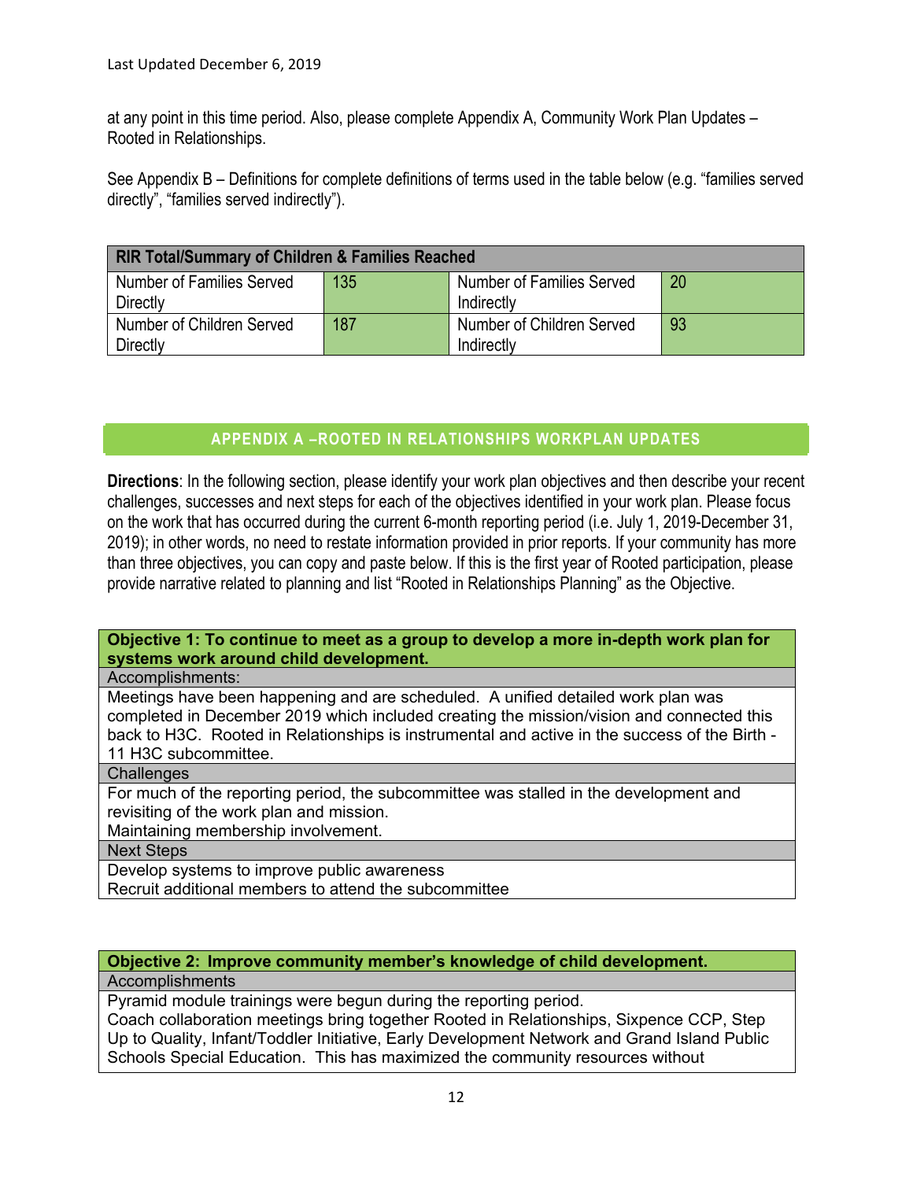at any point in this time period. Also, please complete Appendix A, Community Work Plan Updates – Rooted in Relationships.

See Appendix B – Definitions for complete definitions of terms used in the table below (e.g. "families served directly", "families served indirectly").

| RIR Total/Summary of Children & Families Reached | | | |
|---|---|---|---|
| Number of Families Served Directly | 135 | Number of Families Served Indirectly | 20 |
| Number of Children Served Directly | 187 | Number of Children Served Indirectly | 93 |

## APPENDIX A –ROOTED IN RELATIONSHIPS WORKPLAN UPDATES

**Directions**: In the following section, please identify your work plan objectives and then describe your recent challenges, successes and next steps for each of the objectives identified in your work plan. Please focus on the work that has occurred during the current 6-month reporting period (i.e. July 1, 2019-December 31, 2019); in other words, no need to restate information provided in prior reports. If your community has more than three objectives, you can copy and paste below. If this is the first year of Rooted participation, please provide narrative related to planning and list "Rooted in Relationships Planning" as the Objective.

| **Objective 1: To continue to meet as a group to develop a more in-depth work plan for systems work around child development.** |
|---|
| Accomplishments: |
| Meetings have been happening and are scheduled. A unified detailed work plan was completed in December 2019 which included creating the mission/vision and connected this back to H3C. Rooted in Relationships is instrumental and active in the success of the Birth - 11 H3C subcommittee. |
| Challenges |
| For much of the reporting period, the subcommittee was stalled in the development and revisiting of the work plan and mission.<br>Maintaining membership involvement. |
| Next Steps |
| Develop systems to improve public awareness<br>Recruit additional members to attend the subcommittee |

| **Objective 2: Improve community member's knowledge of child development.** |
|---|
| Accomplishments |
| Pyramid module trainings were begun during the reporting period.<br>Coach collaboration meetings bring together Rooted in Relationships, Sixpence CCP, Step Up to Quality, Infant/Toddler Initiative, Early Development Network and Grand Island Public Schools Special Education. This has maximized the community resources without |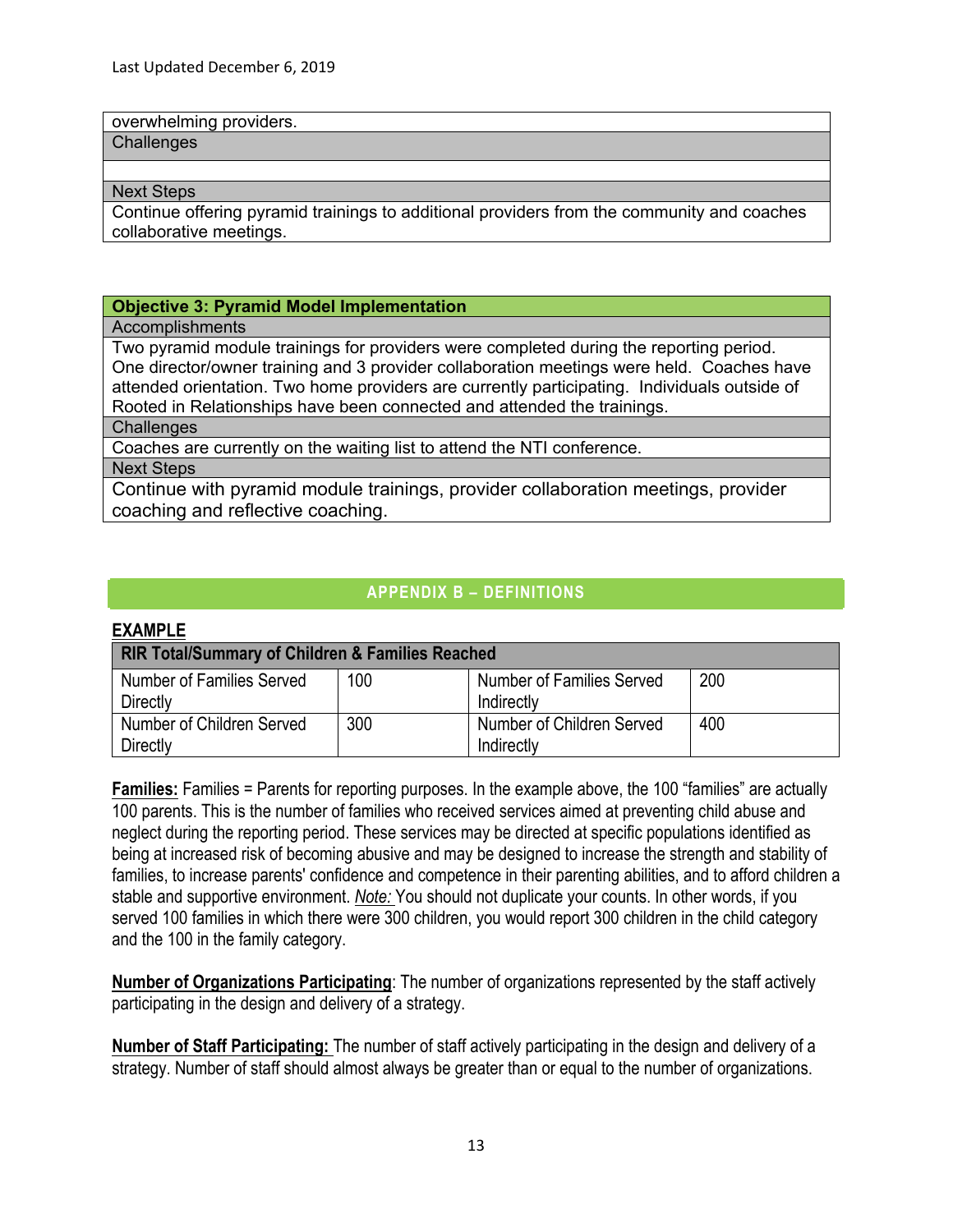| overwhelming providers. |
|---|
| Challenges |
| |
| Next Steps |
| Continue offering pyramid trainings to additional providers from the community and coaches collaborative meetings. |

| **Objective 3: Pyramid Model Implementation** |
|---|
| Accomplishments |
| Two pyramid module trainings for providers were completed during the reporting period. One director/owner training and 3 provider collaboration meetings were held. Coaches have attended orientation. Two home providers are currently participating. Individuals outside of Rooted in Relationships have been connected and attended the trainings. |
| Challenges |
| Coaches are currently on the waiting list to attend the NTI conference. |
| Next Steps |
| Continue with pyramid module trainings, provider collaboration meetings, provider coaching and reflective coaching. |

## APPENDIX B – DEFINITIONS

**EXAMPLE**

| **RIR Total/Summary of Children & Families Reached** | | | |
|---|---|---|---|
| Number of Families Served Directly | 100 | Number of Families Served Indirectly | 200 |
| Number of Children Served Directly | 300 | Number of Children Served Indirectly | 400 |

**Families:** Families = Parents for reporting purposes. In the example above, the 100 "families" are actually 100 parents. This is the number of families who received services aimed at preventing child abuse and neglect during the reporting period. These services may be directed at specific populations identified as being at increased risk of becoming abusive and may be designed to increase the strength and stability of families, to increase parents' confidence and competence in their parenting abilities, and to afford children a stable and supportive environment. ***Note:*** You should not duplicate your counts. In other words, if you served 100 families in which there were 300 children, you would report 300 children in the child category and the 100 in the family category.

**Number of Organizations Participating**: The number of organizations represented by the staff actively participating in the design and delivery of a strategy.

**Number of Staff Participating:** The number of staff actively participating in the design and delivery of a strategy. Number of staff should almost always be greater than or equal to the number of organizations.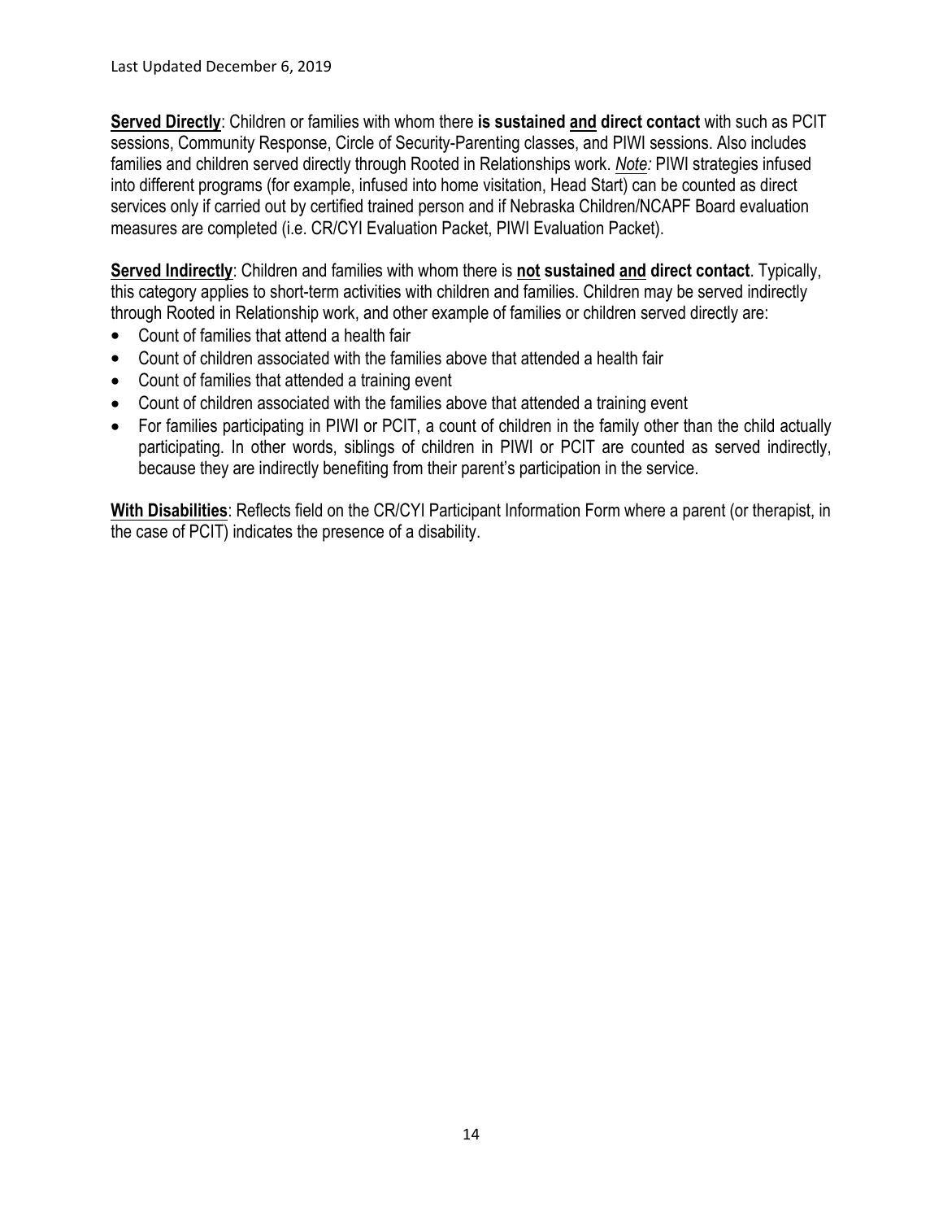**Served Directly**: Children or families with whom there **is sustained and direct contact** with such as PCIT sessions, Community Response, Circle of Security-Parenting classes, and PIWI sessions. Also includes families and children served directly through Rooted in Relationships work. *Note:* PIWI strategies infused into different programs (for example, infused into home visitation, Head Start) can be counted as direct services only if carried out by certified trained person and if Nebraska Children/NCAPF Board evaluation measures are completed (i.e. CR/CYI Evaluation Packet, PIWI Evaluation Packet).

**Served Indirectly**: Children and families with whom there is **not sustained and direct contact**. Typically, this category applies to short-term activities with children and families. Children may be served indirectly through Rooted in Relationship work, and other example of families or children served directly are:

- Count of families that attend a health fair
- Count of children associated with the families above that attended a health fair
- Count of families that attended a training event
- Count of children associated with the families above that attended a training event
- For families participating in PIWI or PCIT, a count of children in the family other than the child actually participating. In other words, siblings of children in PIWI or PCIT are counted as served indirectly, because they are indirectly benefiting from their parent's participation in the service.

**With Disabilities**: Reflects field on the CR/CYI Participant Information Form where a parent (or therapist, in the case of PCIT) indicates the presence of a disability.